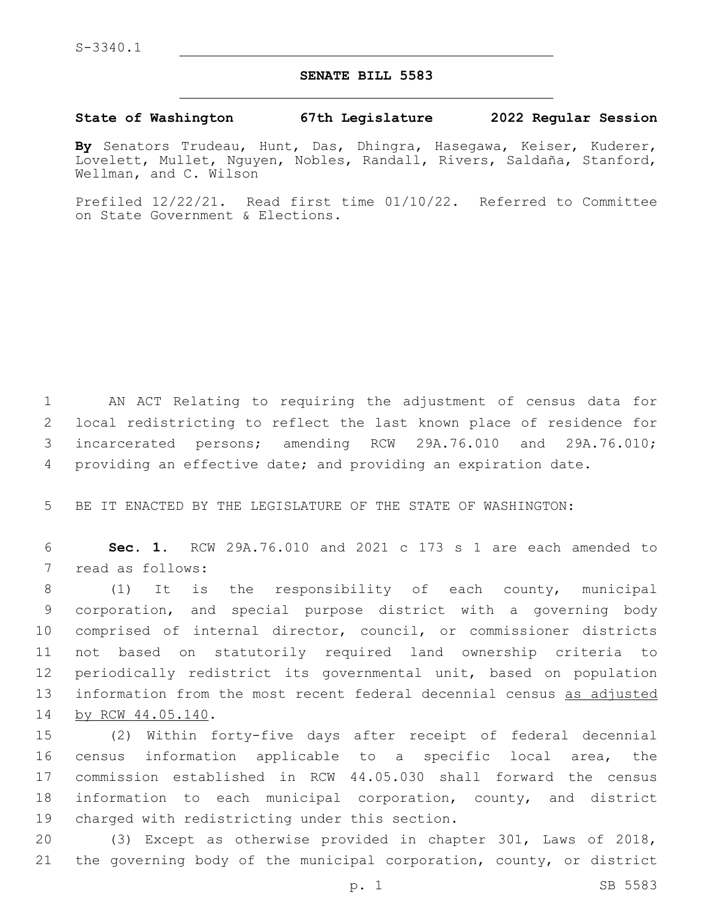S-3340.1

# SENATE BILL 5583

**State of Washington 67th Legislature 2022 Regular Session**

**By** Senators Trudeau, Hunt, Das, Dhingra, Hasegawa, Keiser, Kuderer, Lovelett, Mullet, Nguyen, Nobles, Randall, Rivers, Saldaña, Stanford, Wellman, and C. Wilson

Prefiled 12/22/21. Read first time 01/10/22. Referred to Committee on State Government & Elections.

AN ACT Relating to requiring the adjustment of census data for local redistricting to reflect the last known place of residence for incarcerated persons; amending RCW 29A.76.010 and 29A.76.010; providing an effective date; and providing an expiration date.

BE IT ENACTED BY THE LEGISLATURE OF THE STATE OF WASHINGTON:

**Sec. 1.** RCW 29A.76.010 and 2021 c 173 s 1 are each amended to read as follows:

(1) It is the responsibility of each county, municipal corporation, and special purpose district with a governing body comprised of internal director, council, or commissioner districts not based on statutorily required land ownership criteria to periodically redistrict its governmental unit, based on population information from the most recent federal decennial census <u>as adjusted by RCW 44.05.140</u>.

(2) Within forty-five days after receipt of federal decennial census information applicable to a specific local area, the commission established in RCW 44.05.030 shall forward the census information to each municipal corporation, county, and district charged with redistricting under this section.

(3) Except as otherwise provided in chapter 301, Laws of 2018, the governing body of the municipal corporation, county, or district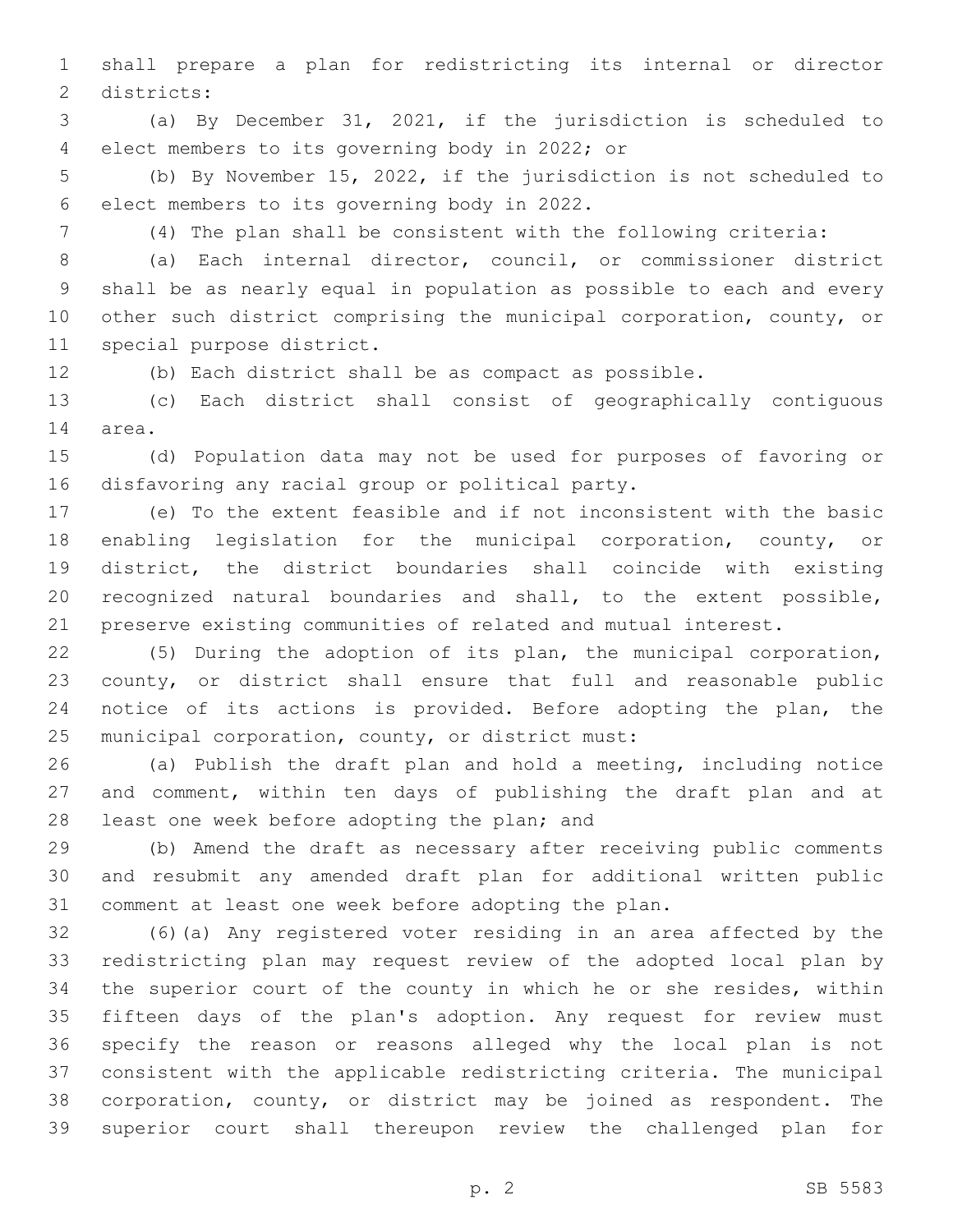shall prepare a plan for redistricting its internal or director districts:

(a) By December 31, 2021, if the jurisdiction is scheduled to elect members to its governing body in 2022; or

(b) By November 15, 2022, if the jurisdiction is not scheduled to elect members to its governing body in 2022.

(4) The plan shall be consistent with the following criteria:

(a) Each internal director, council, or commissioner district shall be as nearly equal in population as possible to each and every other such district comprising the municipal corporation, county, or special purpose district.

(b) Each district shall be as compact as possible.

(c) Each district shall consist of geographically contiguous area.

(d) Population data may not be used for purposes of favoring or disfavoring any racial group or political party.

(e) To the extent feasible and if not inconsistent with the basic enabling legislation for the municipal corporation, county, or district, the district boundaries shall coincide with existing recognized natural boundaries and shall, to the extent possible, preserve existing communities of related and mutual interest.

(5) During the adoption of its plan, the municipal corporation, county, or district shall ensure that full and reasonable public notice of its actions is provided. Before adopting the plan, the municipal corporation, county, or district must:

(a) Publish the draft plan and hold a meeting, including notice and comment, within ten days of publishing the draft plan and at least one week before adopting the plan; and

(b) Amend the draft as necessary after receiving public comments and resubmit any amended draft plan for additional written public comment at least one week before adopting the plan.

(6)(a) Any registered voter residing in an area affected by the redistricting plan may request review of the adopted local plan by the superior court of the county in which he or she resides, within fifteen days of the plan's adoption. Any request for review must specify the reason or reasons alleged why the local plan is not consistent with the applicable redistricting criteria. The municipal corporation, county, or district may be joined as respondent. The superior court shall thereupon review the challenged plan for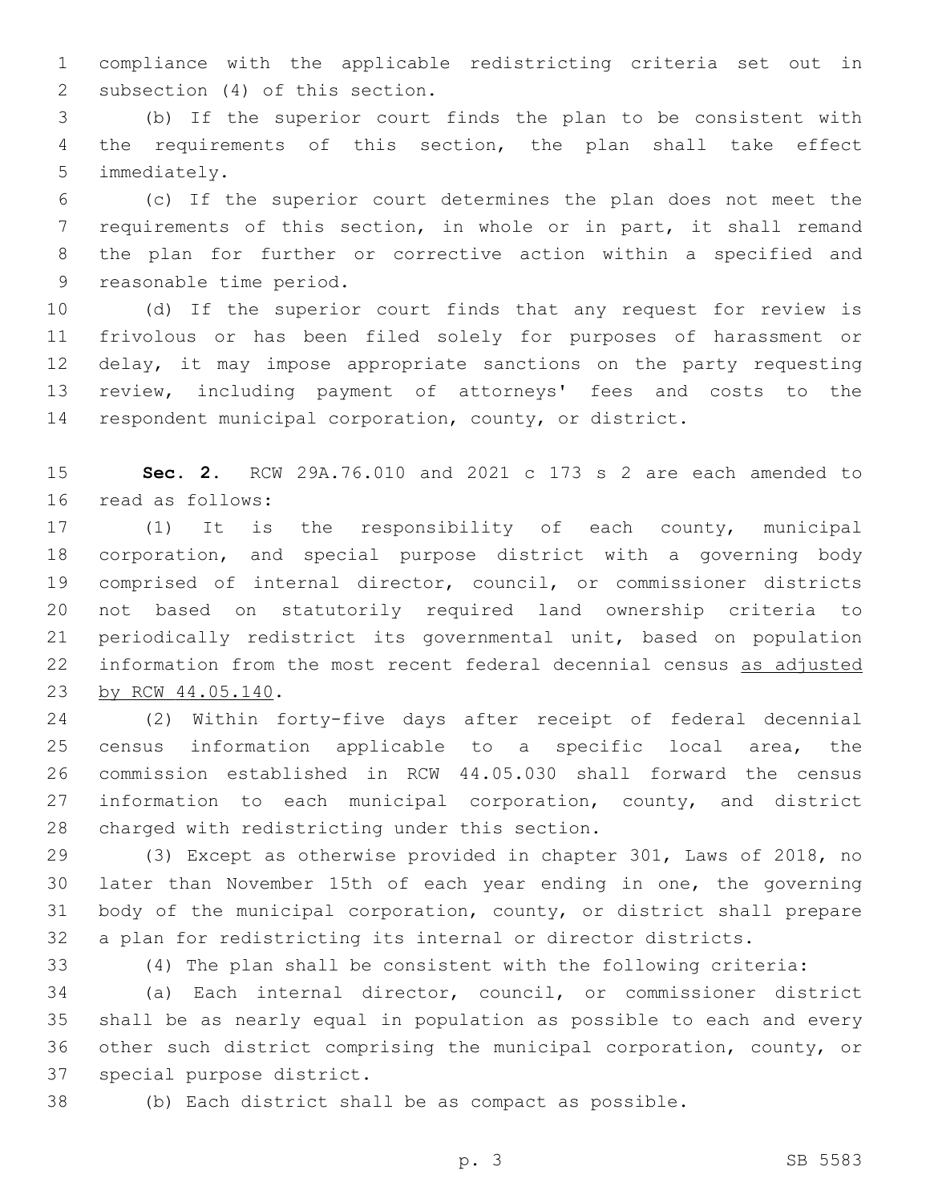compliance with the applicable redistricting criteria set out in subsection (4) of this section.

(b) If the superior court finds the plan to be consistent with the requirements of this section, the plan shall take effect immediately.

(c) If the superior court determines the plan does not meet the requirements of this section, in whole or in part, it shall remand the plan for further or corrective action within a specified and reasonable time period.

(d) If the superior court finds that any request for review is frivolous or has been filed solely for purposes of harassment or delay, it may impose appropriate sanctions on the party requesting review, including payment of attorneys' fees and costs to the respondent municipal corporation, county, or district.

**Sec. 2.** RCW 29A.76.010 and 2021 c 173 s 2 are each amended to read as follows:

(1) It is the responsibility of each county, municipal corporation, and special purpose district with a governing body comprised of internal director, council, or commissioner districts not based on statutorily required land ownership criteria to periodically redistrict its governmental unit, based on population information from the most recent federal decennial census as adjusted by RCW 44.05.140.

(2) Within forty-five days after receipt of federal decennial census information applicable to a specific local area, the commission established in RCW 44.05.030 shall forward the census information to each municipal corporation, county, and district charged with redistricting under this section.

(3) Except as otherwise provided in chapter 301, Laws of 2018, no later than November 15th of each year ending in one, the governing body of the municipal corporation, county, or district shall prepare a plan for redistricting its internal or director districts.

(4) The plan shall be consistent with the following criteria:

(a) Each internal director, council, or commissioner district shall be as nearly equal in population as possible to each and every other such district comprising the municipal corporation, county, or special purpose district.

(b) Each district shall be as compact as possible.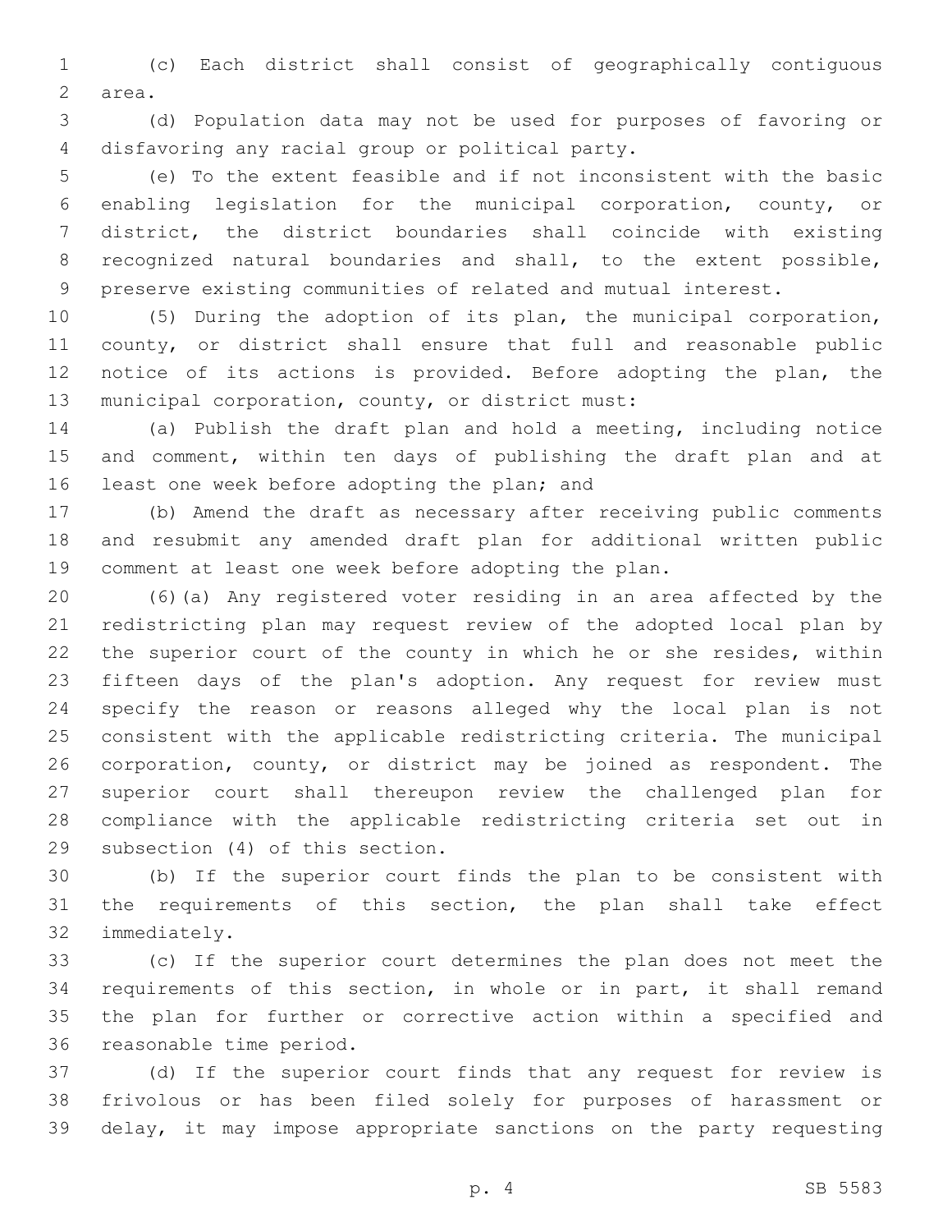(c) Each district shall consist of geographically contiguous area.

(d) Population data may not be used for purposes of favoring or disfavoring any racial group or political party.

(e) To the extent feasible and if not inconsistent with the basic enabling legislation for the municipal corporation, county, or district, the district boundaries shall coincide with existing recognized natural boundaries and shall, to the extent possible, preserve existing communities of related and mutual interest.

(5) During the adoption of its plan, the municipal corporation, county, or district shall ensure that full and reasonable public notice of its actions is provided. Before adopting the plan, the municipal corporation, county, or district must:

(a) Publish the draft plan and hold a meeting, including notice and comment, within ten days of publishing the draft plan and at least one week before adopting the plan; and

(b) Amend the draft as necessary after receiving public comments and resubmit any amended draft plan for additional written public comment at least one week before adopting the plan.

(6)(a) Any registered voter residing in an area affected by the redistricting plan may request review of the adopted local plan by the superior court of the county in which he or she resides, within fifteen days of the plan's adoption. Any request for review must specify the reason or reasons alleged why the local plan is not consistent with the applicable redistricting criteria. The municipal corporation, county, or district may be joined as respondent. The superior court shall thereupon review the challenged plan for compliance with the applicable redistricting criteria set out in subsection (4) of this section.

(b) If the superior court finds the plan to be consistent with the requirements of this section, the plan shall take effect immediately.

(c) If the superior court determines the plan does not meet the requirements of this section, in whole or in part, it shall remand the plan for further or corrective action within a specified and reasonable time period.

(d) If the superior court finds that any request for review is frivolous or has been filed solely for purposes of harassment or delay, it may impose appropriate sanctions on the party requesting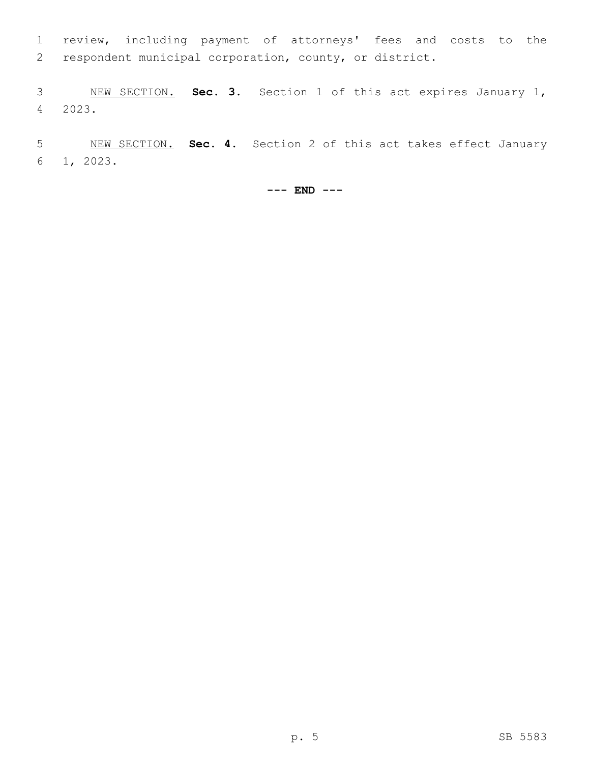review, including payment of attorneys' fees and costs to the respondent municipal corporation, county, or district.

NEW SECTION. **Sec. 3.** Section 1 of this act expires January 1, 2023.

NEW SECTION. **Sec. 4.** Section 2 of this act takes effect January 1, 2023.

**--- END ---**